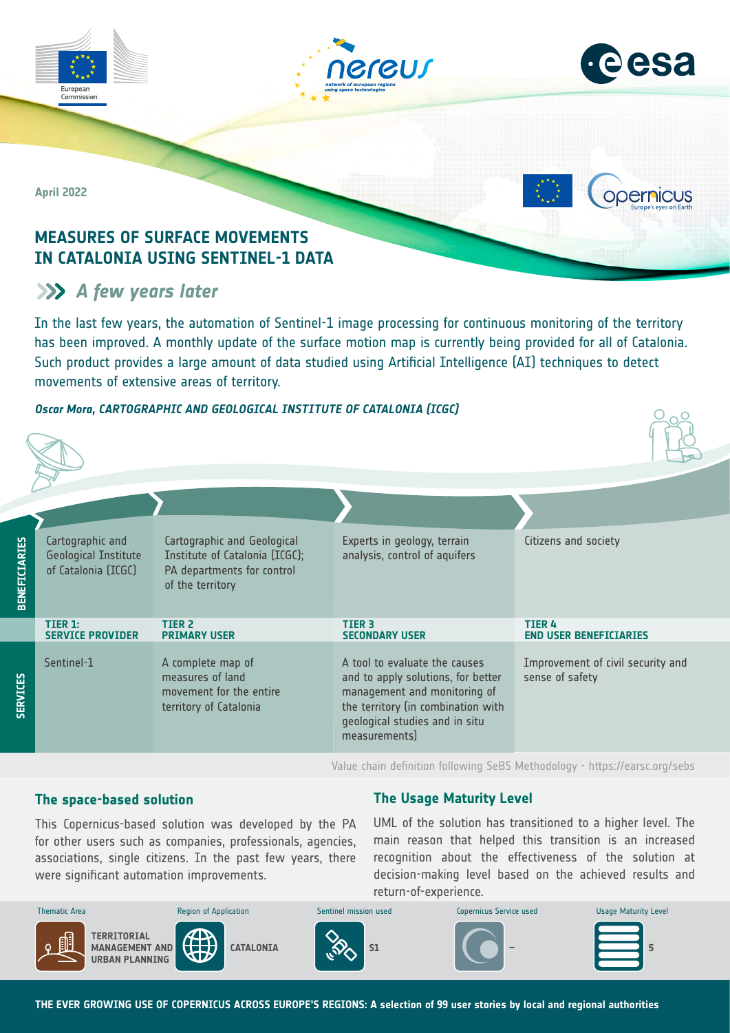April 2022

# MEASURES OF SURFACE MOVEMENTS IN CATALONIA USING SENTINEL-1 DATA

## *A few years later*

In the last few years, the automation of Sentinel-1 image processing for continuous monitoring of the territory has been improved. A monthly update of the surface motion map is currently being provided for all of Catalonia. Such product provides a large amount of data studied using Artificial Intelligence (AI) techniques to detect movements of extensive areas of territory.

***Oscar Mora, CARTOGRAPHIC AND GEOLOGICAL INSTITUTE OF CATALONIA (ICGC)***

| | TIER 1: SERVICE PROVIDER | TIER 2 PRIMARY USER | TIER 3 SECONDARY USER | TIER 4 END USER BENEFICIARIES |
|---|---|---|---|---|
| BENEFICIARIES | Cartographic and Geological Institute of Catalonia (ICGC) | Cartographic and Geological Institute of Catalonia (ICGC); PA departments for control of the territory | Experts in geology, terrain analysis, control of aquifers | Citizens and society |
| SERVICES | Sentinel-1 | A complete map of measures of land movement for the entire territory of Catalonia | A tool to evaluate the causes and to apply solutions, for better management and monitoring of the territory (in combination with geological studies and in situ measurements) | Improvement of civil security and sense of safety |

Value chain definition following SeBS Methodology - https://earsc.org/sebs

### The space-based solution

This Copernicus-based solution was developed by the PA for other users such as companies, professionals, agencies, associations, single citizens. In the past few years, there were significant automation improvements.

### The Usage Maturity Level

UML of the solution has transitioned to a higher level. The main reason that helped this transition is an increased recognition about the effectiveness of the solution at decision-making level based on the achieved results and return-of-experience.

| Thematic Area | Region of Application | Sentinel mission used | Copernicus Service used | Usage Maturity Level |
|---|---|---|---|---|
| TERRITORIAL MANAGEMENT AND URBAN PLANNING | CATALONIA | S1 | – | 5 |

**THE EVER GROWING USE OF COPERNICUS ACROSS EUROPE'S REGIONS: A selection of 99 user stories by local and regional authorities**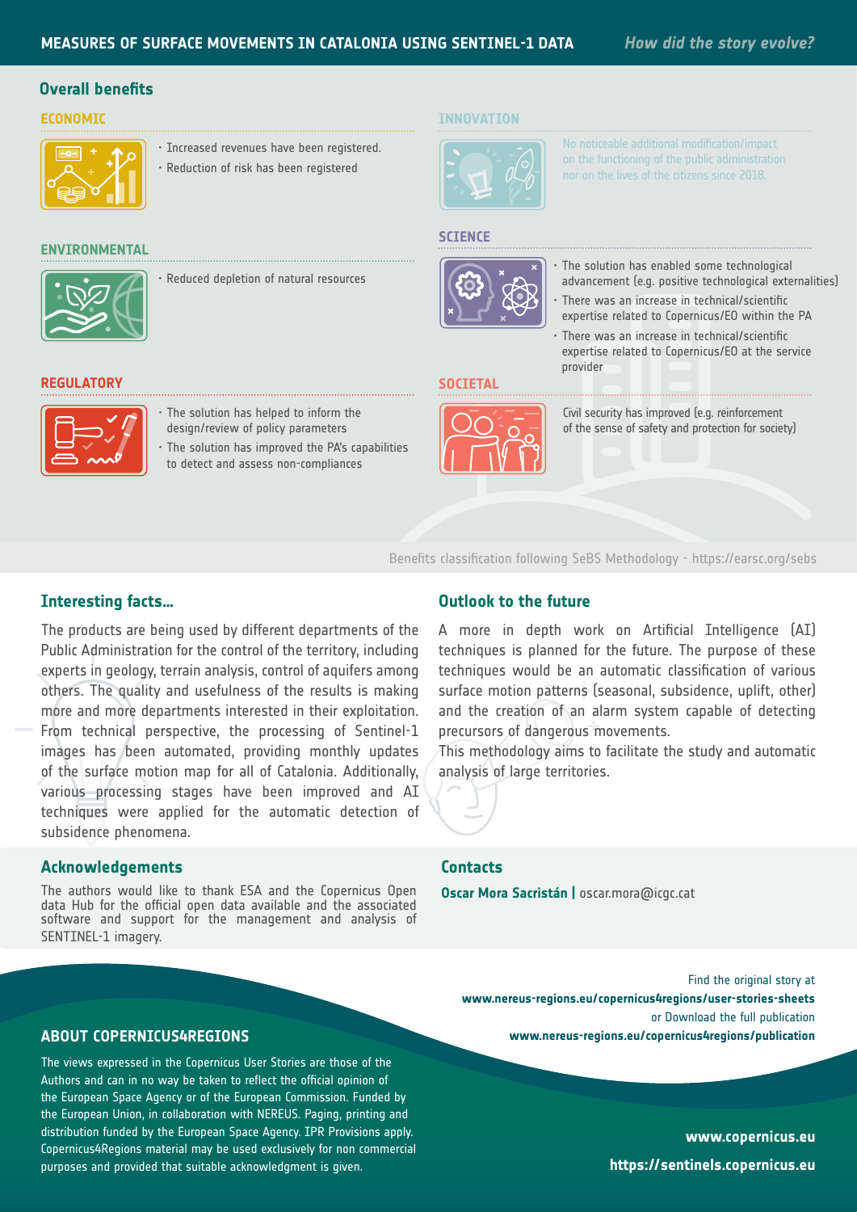# MEASURES OF SURFACE MOVEMENTS IN CATALONIA USING SENTINEL-1 DATA

*How did the story evolve?*

## Overall benefits

### ECONOMIC

- Increased revenues have been registered.
- Reduction of risk has been registered

### ENVIRONMENTAL

- Reduced depletion of natural resources

### REGULATORY

- The solution has helped to inform the design/review of policy parameters
- The solution has improved the PA's capabilities to detect and assess non-compliances

### INNOVATION

No noticeable additional modification/impact on the functioning of the public administration nor on the lives of the citizens since 2018.

### SCIENCE

- The solution has enabled some technological advancement (e.g. positive technological externalities)
- There was an increase in technical/scientific expertise related to Copernicus/EO within the PA
- There was an increase in technical/scientific expertise related to Copernicus/EO at the service provider

### SOCIETAL

Civil security has improved (e.g. reinforcement of the sense of safety and protection for society)

Benefits classification following SeBS Methodology - https://earsc.org/sebs

## Interesting facts...

The products are being used by different departments of the Public Administration for the control of the territory, including experts in geology, terrain analysis, control of aquifers among others. The quality and usefulness of the results is making more and more departments interested in their exploitation. From technical perspective, the processing of Sentinel-1 images has been automated, providing monthly updates of the surface motion map for all of Catalonia. Additionally, various processing stages have been improved and AI techniques were applied for the automatic detection of subsidence phenomena.

## Outlook to the future

A more in depth work on Artificial Intelligence (AI) techniques is planned for the future. The purpose of these techniques would be an automatic classification of various surface motion patterns (seasonal, subsidence, uplift, other) and the creation of an alarm system capable of detecting precursors of dangerous movements.
This methodology aims to facilitate the study and automatic analysis of large territories.

## Acknowledgements

The authors would like to thank ESA and the Copernicus Open data Hub for the official open data available and the associated software and support for the management and analysis of SENTINEL-1 imagery.

## Contacts

**Oscar Mora Sacristán |** oscar.mora@icgc.cat

Find the original story at
**www.nereus-regions.eu/copernicus4regions/user-stories-sheets**
or Download the full publication
**www.nereus-regions.eu/copernicus4regions/publication**

## ABOUT COPERNICUS4REGIONS

The views expressed in the Copernicus User Stories are those of the Authors and can in no way be taken to reflect the official opinion of the European Space Agency or of the European Commission. Funded by the European Union, in collaboration with NEREUS. Paging, printing and distribution funded by the European Space Agency. IPR Provisions apply. Copernicus4Regions material may be used exclusively for non commercial purposes and provided that suitable acknowledgment is given.

**www.copernicus.eu**

**https://sentinels.copernicus.eu**